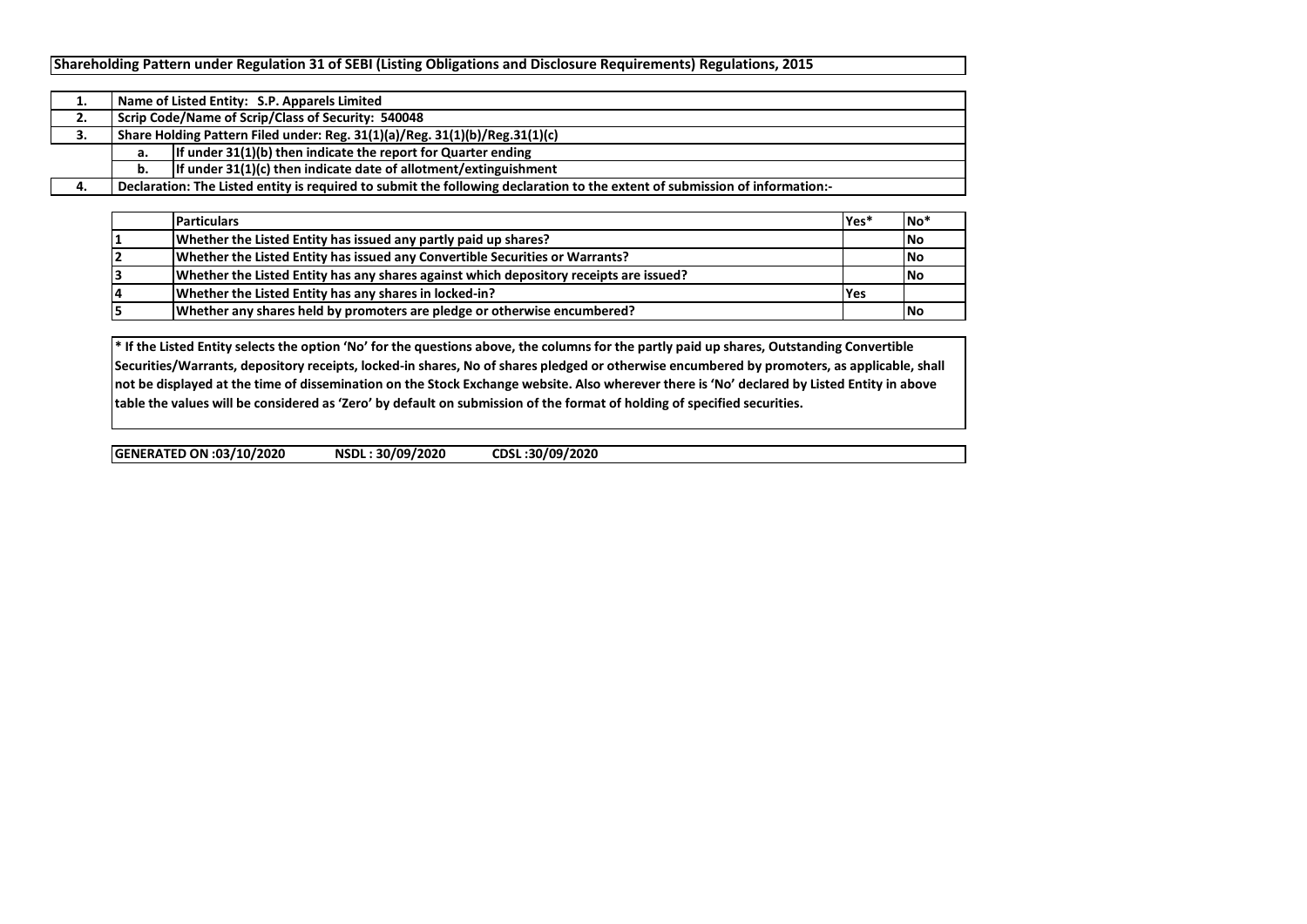# Shareholding Pattern under Regulation 31 of SEBI (Listing Obligations and Disclosure Requirements) Regulations, 2015

| | | |
|---|---|---|
| 1. | Name of Listed Entity: S.P. Apparels Limited | |
| 2. | Scrip Code/Name of Scrip/Class of Security: 540048 | |
| 3. | Share Holding Pattern Filed under: Reg. 31(1)(a)/Reg. 31(1)(b)/Reg.31(1)(c) | |
| | a. | If under 31(1)(b) then indicate the report for Quarter ending |
| | b. | If under 31(1)(c) then indicate date of allotment/extinguishment |
| 4. | Declaration: The Listed entity is required to submit the following declaration to the extent of submission of information:- | |

| | Particulars | Yes* | No* |
|---|---|---|---|
| 1 | Whether the Listed Entity has issued any partly paid up shares? | | No |
| 2 | Whether the Listed Entity has issued any Convertible Securities or Warrants? | | No |
| 3 | Whether the Listed Entity has any shares against which depository receipts are issued? | | No |
| 4 | Whether the Listed Entity has any shares in locked-in? | Yes | |
| 5 | Whether any shares held by promoters are pledge or otherwise encumbered? | | No |

**\* If the Listed Entity selects the option 'No' for the questions above, the columns for the partly paid up shares, Outstanding Convertible Securities/Warrants, depository receipts, locked-in shares, No of shares pledged or otherwise encumbered by promoters, as applicable, shall not be displayed at the time of dissemination on the Stock Exchange website. Also wherever there is 'No' declared by Listed Entity in above table the values will be considered as 'Zero' by default on submission of the format of holding of specified securities.**

**GENERATED ON :03/10/2020 NSDL : 30/09/2020 CDSL :30/09/2020**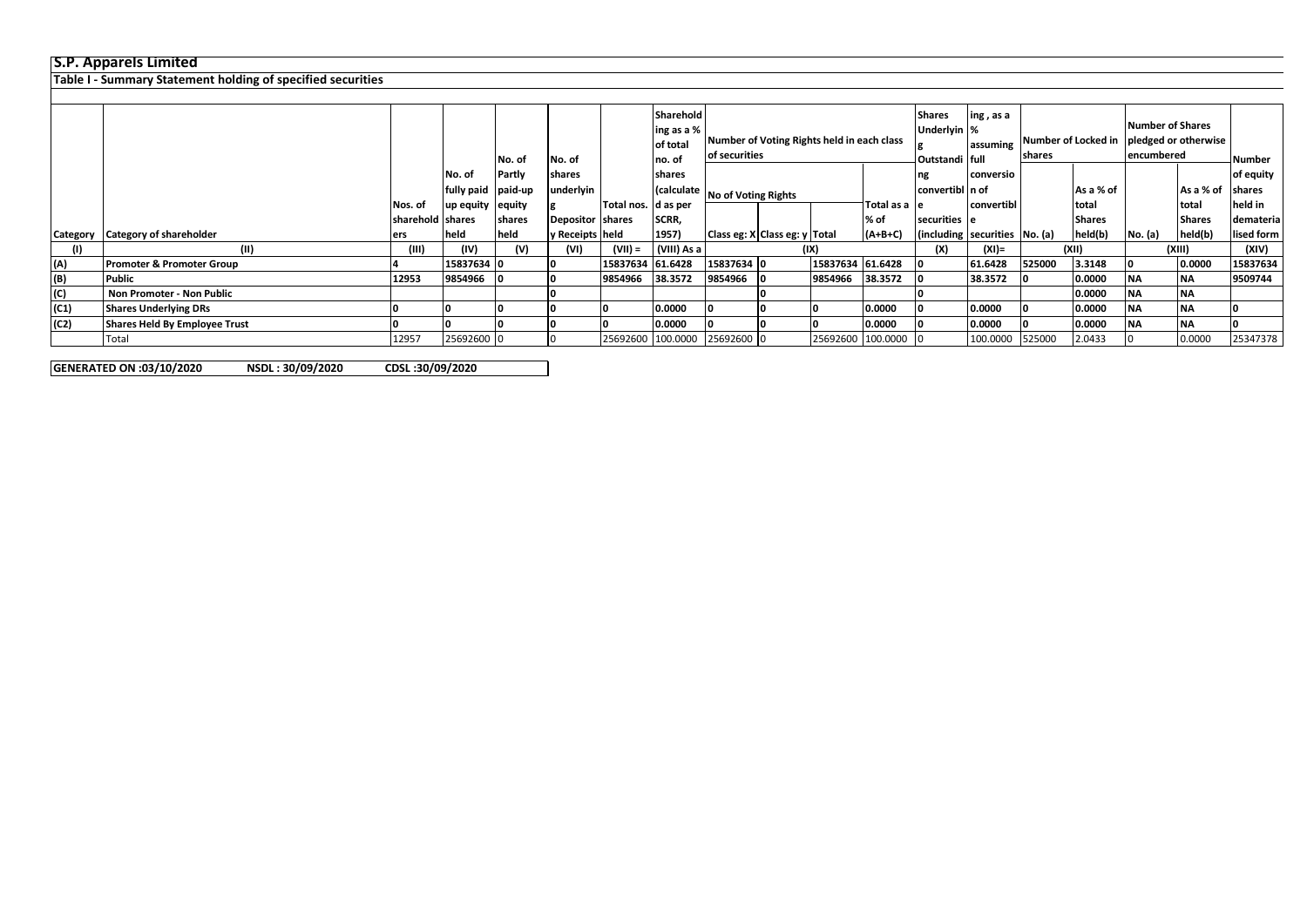# S.P. Apparels Limited

## Table I - Summary Statement holding of specified securities

| Category | Category of shareholder | Nos. of shareholders | No. of fully paid up equity shares held | No. of Partly paid-up equity shares held | No. of shares underlying Depository Receipts | Total nos. shares held | Shareholding as a % of total no. of shares (calculated as per SCRR, 1957) | Number of Voting Rights held in each class of securities | | | | Shares Underlying Outstanding convertible securities (including | Shareholding, as a % assuming full conversion of convertible securities | Number of Locked in shares | | Number of Shares pledged or otherwise encumbered | | Number of equity shares held in dematerialised form |
|---|---|---|---|---|---|---|---|---|---|---|---|---|---|---|---|---|---|---|
| | | | | | | | | No of Voting Rights | | | Total as a % of (A+B+C) | | | No. (a) | As a % of total Shares held(b) | No. (a) | As a % of total Shares held(b) | |
| | | | | | | | | Class eg: X | Class eg: y | Total | | | | | | | | |
| (I) | (II) | (III) | (IV) | (V) | (VI) | (VII) = | (VIII) As a | (IX) | | | | (X) | (XI)= | (XII) | | (XIII) | | (XIV) |
| (A) | Promoter & Promoter Group | 4 | 15837634 | 0 | 0 | 15837634 | 61.6428 | 15837634 | 0 | 15837634 | 61.6428 | 0 | 61.6428 | 525000 | 3.3148 | 0 | 0.0000 | 15837634 |
| (B) | Public | 12953 | 9854966 | 0 | 0 | 9854966 | 38.3572 | 9854966 | 0 | 9854966 | 38.3572 | 0 | 38.3572 | 0 | 0.0000 | NA | NA | 9509744 |
| (C) | Non Promoter - Non Public | | | | 0 | | | | 0 | | | 0 | | | 0.0000 | NA | NA | |
| (C1) | Shares Underlying DRs | 0 | 0 | 0 | 0 | 0 | 0.0000 | 0 | 0 | 0 | 0.0000 | 0 | 0.0000 | 0 | 0.0000 | NA | NA | 0 |
| (C2) | Shares Held By Employee Trust | 0 | 0 | 0 | 0 | 0 | 0.0000 | 0 | 0 | 0 | 0.0000 | 0 | 0.0000 | 0 | 0.0000 | NA | NA | 0 |
| | Total | 12957 | 25692600 | 0 | 0 | 25692600 | 100.0000 | 25692600 | 0 | 25692600 | 100.0000 | 0 | 100.0000 | 525000 | 2.0433 | 0 | 0.0000 | 25347378 |

**GENERATED ON :03/10/2020 NSDL : 30/09/2020 CDSL :30/09/2020**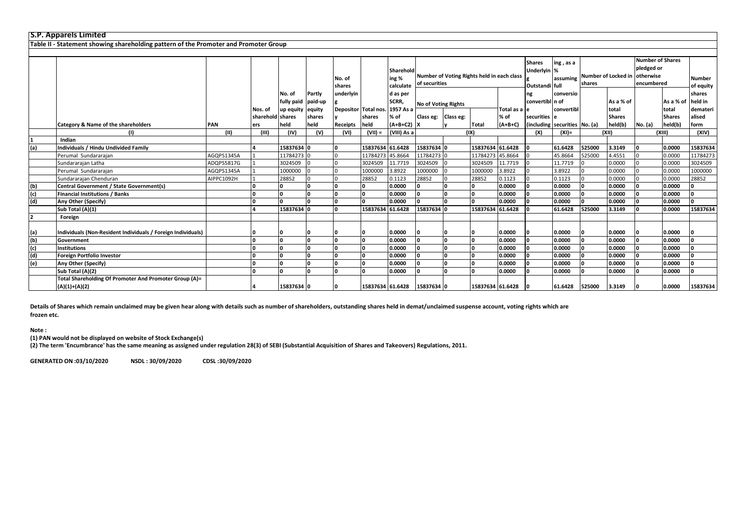## S.P. Apparels Limited

### Table II - Statement showing shareholding pattern of the Promoter and Promoter Group

| | Category & Name of the shareholders | PAN | Nos. of shareholders | No. of fully paid up equity shares held | Partly paid-up equity shares held | No. of shares underlying Depository Receipts | Total nos. shares held | Shareholding % calculated as per SCRR, 1957 As a % of (A+B+C2) | Number of Voting Rights held in each class of securities | | | | Shares Underlying Outstanding convertible securities (including | Shareholding, as a % assuming full conversion of convertible securities | Number of Locked in shares | | Number of Shares pledged or otherwise encumbered | | Number of equity shares held in dematerialised form |
|---|---|---|---|---|---|---|---|---|---|---|---|---|---|---|---|---|---|---|---|
| | | | | | | | | | No of Voting Rights | | | Total as a % of (A+B+C) | | | No. (a) | As a % of total Shares held(b) | No. (a) | As a % of total Shares held(b) | |
| | | | | | | | | | Class eg: X | Class eg: y | Total | | | | | | | | |
| | (I) | (II) | (III) | (IV) | (V) | (VI) | (VII) = | (VIII) As a | (IX) | | | | (X) | (XI)= | (XII) | | (XIII) | | (XIV) |
| **1** | **Indian** | | | | | | | | | | | | | | | | | | |
| **(a)** | **Individuals / Hindu Undivided Family** | | **4** | **15837634** | **0** | **0** | **15837634** | **61.6428** | **15837634** | **0** | **15837634** | **61.6428** | **0** | **61.6428** | **525000** | **3.3149** | **0** | **0.0000** | **15837634** |
| | Perumal Sundararajan | AGQPS1345A | 1 | 11784273 | 0 | 0 | 11784273 | 45.8664 | 11784273 | 0 | 11784273 | 45.8664 | 0 | 45.8664 | 525000 | 4.4551 | 0 | 0.0000 | 11784273 |
| | Sundararajan Latha | ADQPS5817G | 1 | 3024509 | 0 | 0 | 3024509 | 11.7719 | 3024509 | 0 | 3024509 | 11.7719 | 0 | 11.7719 | 0 | 0.0000 | 0 | 0.0000 | 3024509 |
| | Perumal Sundararajan | AGQPS1345A | 1 | 1000000 | 0 | 0 | 1000000 | 3.8922 | 1000000 | 0 | 1000000 | 3.8922 | 0 | 3.8922 | 0 | 0.0000 | 0 | 0.0000 | 1000000 |
| | Sundararajan Chenduran | AIPPC1092H | 1 | 28852 | 0 | 0 | 28852 | 0.1123 | 28852 | 0 | 28852 | 0.1123 | 0 | 0.1123 | 0 | 0.0000 | 0 | 0.0000 | 28852 |
| **(b)** | **Central Government / State Government(s)** | | **0** | **0** | **0** | **0** | **0** | **0.0000** | **0** | **0** | **0** | **0.0000** | **0** | **0.0000** | **0** | **0.0000** | **0** | **0.0000** | **0** |
| **(c)** | **Financial Institutions / Banks** | | **0** | **0** | **0** | **0** | **0** | **0.0000** | **0** | **0** | **0** | **0.0000** | **0** | **0.0000** | **0** | **0.0000** | **0** | **0.0000** | **0** |
| **(d)** | **Any Other (Specify)** | | **0** | **0** | **0** | **0** | **0** | **0.0000** | **0** | **0** | **0** | **0.0000** | **0** | **0.0000** | **0** | **0.0000** | **0** | **0.0000** | **0** |
| | **Sub Total (A)(1)** | | **4** | **15837634** | **0** | **0** | **15837634** | **61.6428** | **15837634** | **0** | **15837634** | **61.6428** | **0** | **61.6428** | **525000** | **3.3149** | **0** | **0.0000** | **15837634** |
| **2** | **Foreign** | | | | | | | | | | | | | | | | | | |
| **(a)** | **Individuals (Non-Resident Individuals / Foreign Individuals)** | | **0** | **0** | **0** | **0** | **0** | **0.0000** | **0** | **0** | **0** | **0.0000** | **0** | **0.0000** | **0** | **0.0000** | **0** | **0.0000** | **0** |
| **(b)** | **Government** | | **0** | **0** | **0** | **0** | **0** | **0.0000** | **0** | **0** | **0** | **0.0000** | **0** | **0.0000** | **0** | **0.0000** | **0** | **0.0000** | **0** |
| **(c)** | **Institutions** | | **0** | **0** | **0** | **0** | **0** | **0.0000** | **0** | **0** | **0** | **0.0000** | **0** | **0.0000** | **0** | **0.0000** | **0** | **0.0000** | **0** |
| **(d)** | **Foreign Portfolio Investor** | | **0** | **0** | **0** | **0** | **0** | **0.0000** | **0** | **0** | **0** | **0.0000** | **0** | **0.0000** | **0** | **0.0000** | **0** | **0.0000** | **0** |
| **(e)** | **Any Other (Specify)** | | **0** | **0** | **0** | **0** | **0** | **0.0000** | **0** | **0** | **0** | **0.0000** | **0** | **0.0000** | **0** | **0.0000** | **0** | **0.0000** | **0** |
| | **Sub Total (A)(2)** | | **0** | **0** | **0** | **0** | **0** | **0.0000** | **0** | **0** | **0** | **0.0000** | **0** | **0.0000** | **0** | **0.0000** | **0** | **0.0000** | **0** |
| | **Total Shareholding Of Promoter And Promoter Group (A)= (A)(1)+(A)(2)** | | **4** | **15837634** | **0** | **0** | **15837634** | **61.6428** | **15837634** | **0** | **15837634** | **61.6428** | **0** | **61.6428** | **525000** | **3.3149** | **0** | **0.0000** | **15837634** |

**Details of Shares which remain unclaimed may be given hear along with details such as number of shareholders, outstanding shares held in demat/unclaimed suspense account, voting rights which are frozen etc.**

**Note :**

**(1) PAN would not be displayed on website of Stock Exchange(s)**

**(2) The term 'Encumbrance' has the same meaning as assigned under regulation 28(3) of SEBI (Substantial Acquisition of Shares and Takeovers) Regulations, 2011.**

**GENERATED ON :03/10/2020    NSDL : 30/09/2020    CDSL :30/09/2020**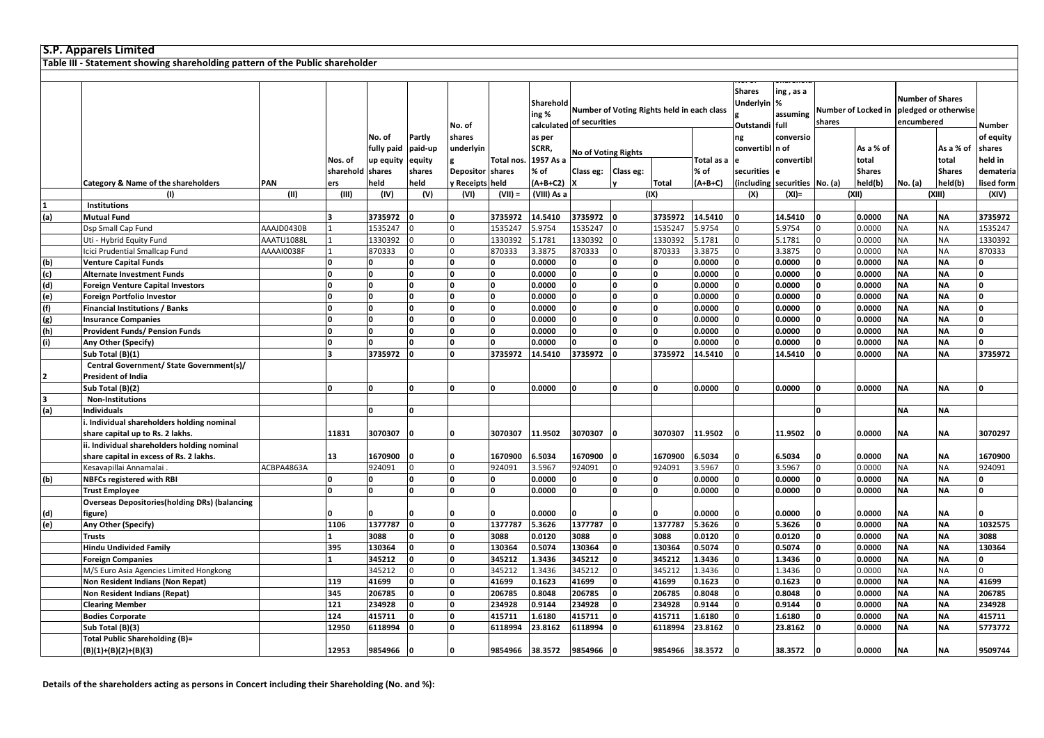## S.P. Apparels Limited

### Table III - Statement showing shareholding pattern of the Public shareholder

| | Category & Name of the shareholders | PAN | Nos. of shareholders | No. of fully paid up equity shares held | Partly paid-up equity shares held | No. of shares underlying Depository Receipts | Total nos. shares held | Shareholding % calculated as per SCRR, 1957 As a % of (A+B+C2) | Number of Voting Rights held in each class of securities | | | | No. of Shares Underlying Outstanding convertible securities (including Warrants) | Shareholding , as a % assuming full conversion of convertible securities (as a percentage of diluted share capital) | Number of Locked in shares | | Number of Shares pledged or otherwise encumbered | | Number of equity shares held in dematerialised form |
|---|---|---|---|---|---|---|---|---|---|---|---|---|---|---|---|---|---|---|---|
| | | | | | | | | | No of Voting Rights | | | Total as a % of (A+B+C) | | | No. (a) | As a % of total Shares held(b) | No. (a) | As a % of total Shares held(b) | |
| | | | | | | | | | Class eg: X | Class eg: y | Total | | | | | | | | |
| | (I) | (II) | (III) | (IV) | (V) | (VI) | (VII) = | (VIII) As a | (IX) | | | | (X) | (XI)= | (XII) | | (XIII) | | (XIV) |
| 1 | **Institutions** | | | | | | | | | | | | | | | | | | |
| (a) | **Mutual Fund** | | 3 | 3735972 | 0 | 0 | 3735972 | 14.5410 | 3735972 | 0 | 3735972 | 14.5410 | 0 | 14.5410 | 0 | 0.0000 | NA | NA | 3735972 |
| | Dsp Small Cap Fund | AAAJD0430B | 1 | 1535247 | 0 | 0 | 1535247 | 5.9754 | 1535247 | 0 | 1535247 | 5.9754 | 0 | 5.9754 | 0 | 0.0000 | NA | NA | 1535247 |
| | Uti - Hybrid Equity Fund | AAATU1088L | 1 | 1330392 | 0 | 0 | 1330392 | 5.1781 | 1330392 | 0 | 1330392 | 5.1781 | 0 | 5.1781 | 0 | 0.0000 | NA | NA | 1330392 |
| | Icici Prudential Smallcap Fund | AAAAI0038F | 1 | 870333 | 0 | 0 | 870333 | 3.3875 | 870333 | 0 | 870333 | 3.3875 | 0 | 3.3875 | 0 | 0.0000 | NA | NA | 870333 |
| (b) | **Venture Capital Funds** | | 0 | 0 | 0 | 0 | 0 | 0.0000 | 0 | 0 | 0 | 0.0000 | 0 | 0.0000 | 0 | 0.0000 | NA | NA | 0 |
| (c) | **Alternate Investment Funds** | | 0 | 0 | 0 | 0 | 0 | 0.0000 | 0 | 0 | 0 | 0.0000 | 0 | 0.0000 | 0 | 0.0000 | NA | NA | 0 |
| (d) | **Foreign Venture Capital Investors** | | 0 | 0 | 0 | 0 | 0 | 0.0000 | 0 | 0 | 0 | 0.0000 | 0 | 0.0000 | 0 | 0.0000 | NA | NA | 0 |
| (e) | **Foreign Portfolio Investor** | | 0 | 0 | 0 | 0 | 0 | 0.0000 | 0 | 0 | 0 | 0.0000 | 0 | 0.0000 | 0 | 0.0000 | NA | NA | 0 |
| (f) | **Financial Institutions / Banks** | | 0 | 0 | 0 | 0 | 0 | 0.0000 | 0 | 0 | 0 | 0.0000 | 0 | 0.0000 | 0 | 0.0000 | NA | NA | 0 |
| (g) | **Insurance Companies** | | 0 | 0 | 0 | 0 | 0 | 0.0000 | 0 | 0 | 0 | 0.0000 | 0 | 0.0000 | 0 | 0.0000 | NA | NA | 0 |
| (h) | **Provident Funds/ Pension Funds** | | 0 | 0 | 0 | 0 | 0 | 0.0000 | 0 | 0 | 0 | 0.0000 | 0 | 0.0000 | 0 | 0.0000 | NA | NA | 0 |
| (i) | **Any Other (Specify)** | | 0 | 0 | 0 | 0 | 0 | 0.0000 | 0 | 0 | 0 | 0.0000 | 0 | 0.0000 | 0 | 0.0000 | NA | NA | 0 |
| | **Sub Total (B)(1)** | | 3 | 3735972 | 0 | 0 | 3735972 | 14.5410 | 3735972 | 0 | 3735972 | 14.5410 | 0 | 14.5410 | 0 | 0.0000 | NA | NA | 3735972 |
| 2 | **Central Government/ State Government(s)/ President of India** | | | | | | | | | | | | | | | | | | |
| | **Sub Total (B)(2)** | | 0 | 0 | 0 | 0 | 0 | 0.0000 | 0 | 0 | 0 | 0.0000 | 0 | 0.0000 | 0 | 0.0000 | NA | NA | 0 |
| 3 | **Non-Institutions** | | | | | | | | | | | | | | | | | | |
| (a) | **Individuals** | | | 0 | 0 | | | | | | | | | | 0 | | NA | NA | |
| | **i. Individual shareholders holding nominal share capital up to Rs. 2 lakhs.** | | 11831 | 3070307 | 0 | 0 | 3070307 | 11.9502 | 3070307 | 0 | 3070307 | 11.9502 | 0 | 11.9502 | 0 | 0.0000 | NA | NA | 3070297 |
| | **ii. Individual shareholders holding nominal share capital in excess of Rs. 2 lakhs.** | | 13 | 1670900 | 0 | 0 | 1670900 | 6.5034 | 1670900 | 0 | 1670900 | 6.5034 | 0 | 6.5034 | 0 | 0.0000 | NA | NA | 1670900 |
| | Kesavapillai Annamalai . | ACBPA4863A | | 924091 | 0 | 0 | 924091 | 3.5967 | 924091 | 0 | 924091 | 3.5967 | 0 | 3.5967 | 0 | 0.0000 | NA | NA | 924091 |
| (b) | **NBFCs registered with RBI** | | 0 | 0 | 0 | 0 | 0 | 0.0000 | 0 | 0 | 0 | 0.0000 | 0 | 0.0000 | 0 | 0.0000 | NA | NA | 0 |
| | **Trust Employee** | | 0 | 0 | 0 | 0 | 0 | 0.0000 | 0 | 0 | 0 | 0.0000 | 0 | 0.0000 | 0 | 0.0000 | NA | NA | 0 |
| (d) | **Overseas Depositories(holding DRs) (balancing figure)** | | 0 | 0 | 0 | 0 | 0 | 0.0000 | 0 | 0 | 0 | 0.0000 | 0 | 0.0000 | 0 | 0.0000 | NA | NA | 0 |
| (e) | **Any Other (Specify)** | | 1106 | 1377787 | 0 | 0 | 1377787 | 5.3626 | 1377787 | 0 | 1377787 | 5.3626 | 0 | 5.3626 | 0 | 0.0000 | NA | NA | 1032575 |
| | **Trusts** | | 1 | 3088 | 0 | 0 | 3088 | 0.0120 | 3088 | 0 | 3088 | 0.0120 | 0 | 0.0120 | 0 | 0.0000 | NA | NA | 3088 |
| | **Hindu Undivided Family** | | 395 | 130364 | 0 | 0 | 130364 | 0.5074 | 130364 | 0 | 130364 | 0.5074 | 0 | 0.5074 | 0 | 0.0000 | NA | NA | 130364 |
| | **Foreign Companies** | | 1 | 345212 | 0 | 0 | 345212 | 1.3436 | 345212 | 0 | 345212 | 1.3436 | 0 | 1.3436 | 0 | 0.0000 | NA | NA | 0 |
| | M/S Euro Asia Agencies Limited Hongkong | | | 345212 | 0 | 0 | 345212 | 1.3436 | 345212 | 0 | 345212 | 1.3436 | 0 | 1.3436 | 0 | 0.0000 | NA | NA | 0 |
| | **Non Resident Indians (Non Repat)** | | 119 | 41699 | 0 | 0 | 41699 | 0.1623 | 41699 | 0 | 41699 | 0.1623 | 0 | 0.1623 | 0 | 0.0000 | NA | NA | 41699 |
| | **Non Resident Indians (Repat)** | | 345 | 206785 | 0 | 0 | 206785 | 0.8048 | 206785 | 0 | 206785 | 0.8048 | 0 | 0.8048 | 0 | 0.0000 | NA | NA | 206785 |
| | **Clearing Member** | | 121 | 234928 | 0 | 0 | 234928 | 0.9144 | 234928 | 0 | 234928 | 0.9144 | 0 | 0.9144 | 0 | 0.0000 | NA | NA | 234928 |
| | **Bodies Corporate** | | 124 | 415711 | 0 | 0 | 415711 | 1.6180 | 415711 | 0 | 415711 | 1.6180 | 0 | 1.6180 | 0 | 0.0000 | NA | NA | 415711 |
| | **Sub Total (B)(3)** | | 12950 | 6118994 | 0 | 0 | 6118994 | 23.8162 | 6118994 | 0 | 6118994 | 23.8162 | 0 | 23.8162 | 0 | 0.0000 | NA | NA | 5773772 |
| | **Total Public Shareholding (B)= (B)(1)+(B)(2)+(B)(3)** | | 12953 | 9854966 | 0 | 0 | 9854966 | 38.3572 | 9854966 | 0 | 9854966 | 38.3572 | 0 | 38.3572 | 0 | 0.0000 | NA | NA | 9509744 |

**Details of the shareholders acting as persons in Concert including their Shareholding (No. and %):**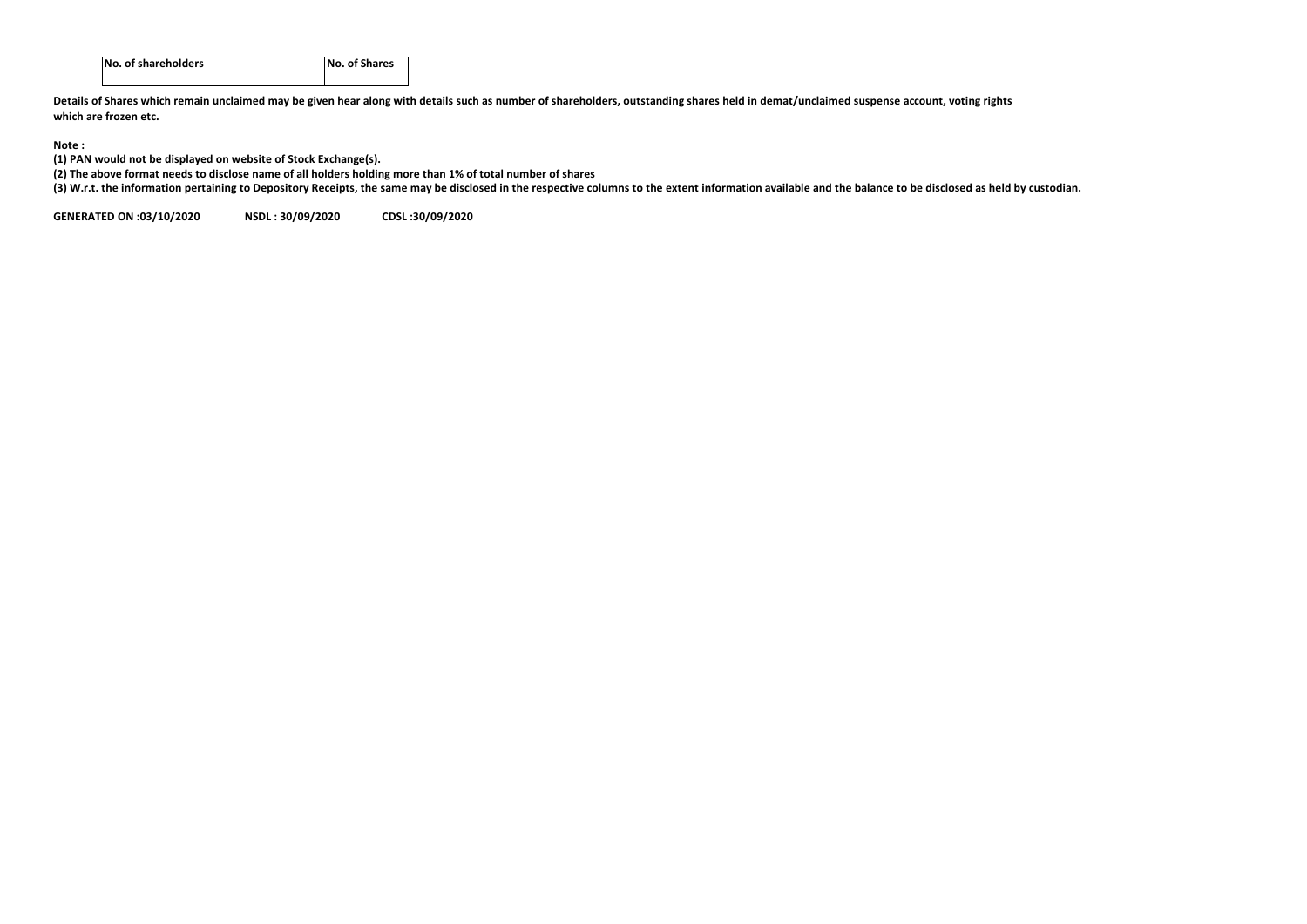| No. of shareholders | No. of Shares |
| --- | --- |
| | |

**Details of Shares which remain unclaimed may be given hear along with details such as number of shareholders, outstanding shares held in demat/unclaimed suspense account, voting rights which are frozen etc.**

**Note :**

**(1) PAN would not be displayed on website of Stock Exchange(s).**

**(2) The above format needs to disclose name of all holders holding more than 1% of total number of shares**

**(3) W.r.t. the information pertaining to Depository Receipts, the same may be disclosed in the respective columns to the extent information available and the balance to be disclosed as held by custodian.**

**GENERATED ON :03/10/2020 NSDL : 30/09/2020 CDSL :30/09/2020**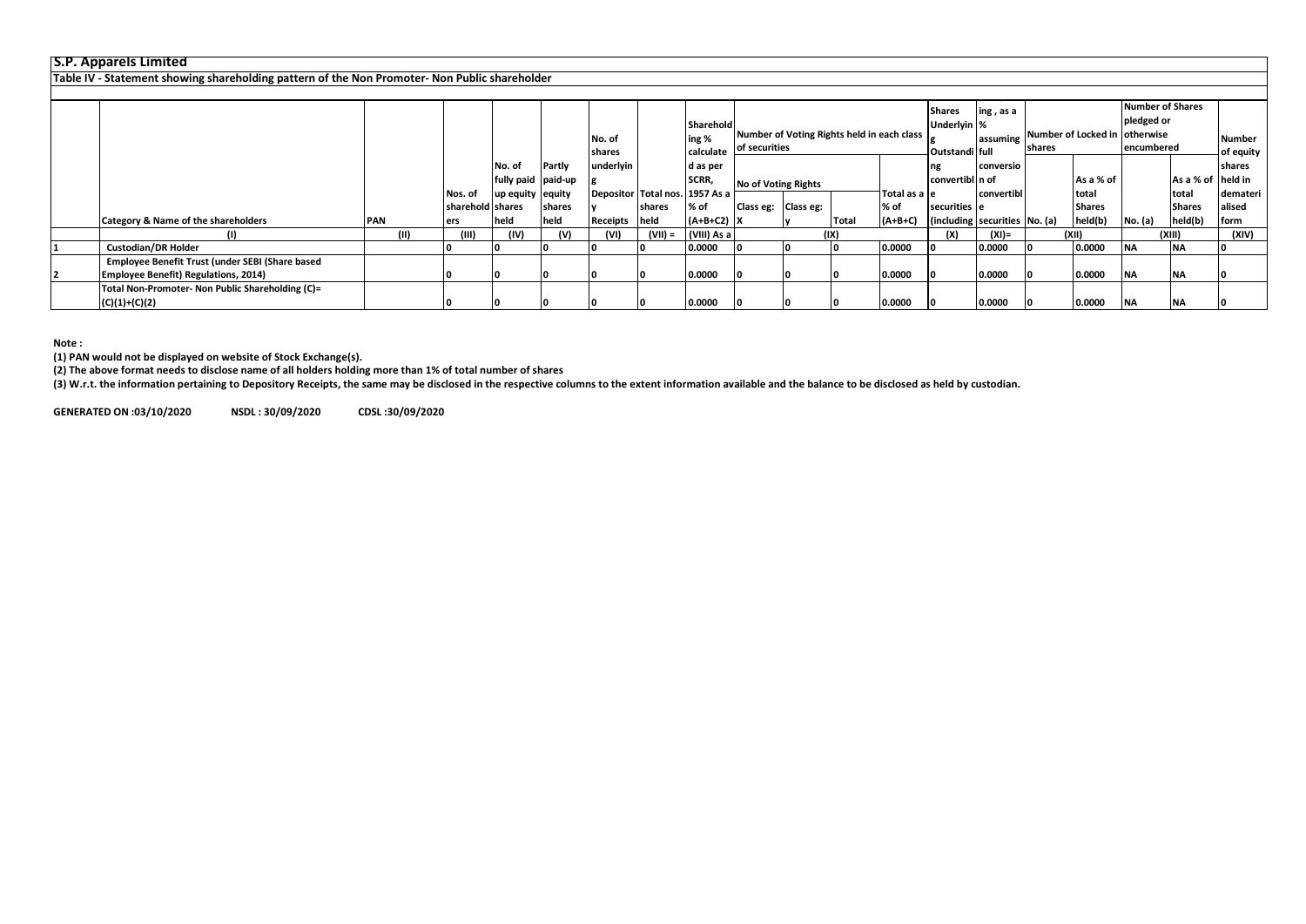## S.P. Apparels Limited

### Table IV - Statement showing shareholding pattern of the Non Promoter- Non Public shareholder

| | Category & Name of the shareholders | PAN | Nos. of shareholders | No. of fully paid up equity shares held | Partly paid-up equity shares held | No. of shares underlying Depository Receipts | Total nos. shares held | Shareholding % calculated as per SCRR, 1957 As a % of (A+B+C2) | Number of Voting Rights held in each class of securities | | | | Shares Underlying Outstanding convertible securities (including | ing , as a % assuming full conversion of convertible securities | Number of Locked in shares | | Number of Shares pledged or otherwise encumbered | | Number of equity shares held in dematerialised form |
|---|---|---|---|---|---|---|---|---|---|---|---|---|---|---|---|---|---|---|---|
| | | | | | | | | | No of Voting Rights | | | Total as a % of (A+B+C) | | | No. (a) | As a % of total Shares held(b) | No. (a) | As a % of total Shares held(b) | |
| | | | | | | | | | Class eg: X | Class eg: y | Total | | | | | | | | |
| | (I) | (II) | (III) | (IV) | (V) | (VI) | (VII) = | (VIII) As a | (IX) | | | | (X) | (XI)= | (XII) | | (XIII) | | (XIV) |
| 1 | Custodian/DR Holder | | 0 | 0 | 0 | 0 | 0 | 0.0000 | 0 | 0 | 0 | 0.0000 | 0 | 0.0000 | 0 | 0.0000 | NA | NA | 0 |
| 2 | Employee Benefit Trust (under SEBI (Share based Employee Benefit) Regulations, 2014) | | 0 | 0 | 0 | 0 | 0 | 0.0000 | 0 | 0 | 0 | 0.0000 | 0 | 0.0000 | 0 | 0.0000 | NA | NA | 0 |
| | Total Non-Promoter- Non Public Shareholding (C)= (C)(1)+(C)(2) | | 0 | 0 | 0 | 0 | 0 | 0.0000 | 0 | 0 | 0 | 0.0000 | 0 | 0.0000 | 0 | 0.0000 | NA | NA | 0 |

**Note :**

**(1) PAN would not be displayed on website of Stock Exchange(s).**

**(2) The above format needs to disclose name of all holders holding more than 1% of total number of shares**

**(3) W.r.t. the information pertaining to Depository Receipts, the same may be disclosed in the respective columns to the extent information available and the balance to be disclosed as held by custodian.**

**GENERATED ON :03/10/2020 NSDL : 30/09/2020 CDSL :30/09/2020**